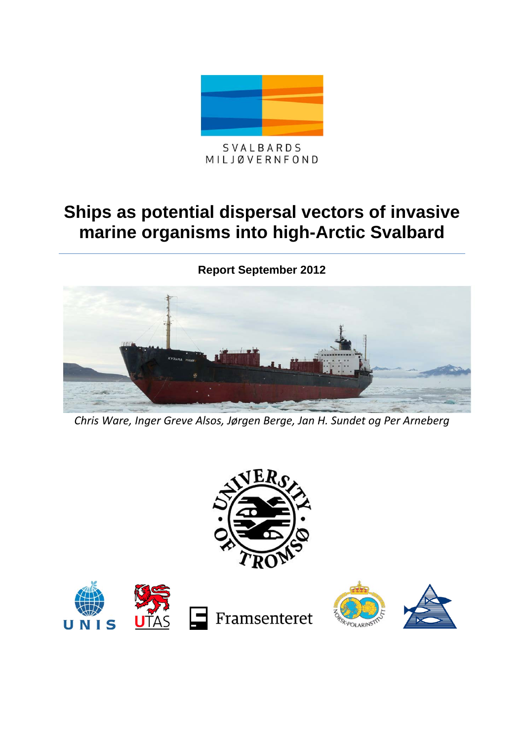SVALBARDS MILJØVERNFOND

# Ships as potential dispersal vectors of invasive marine organisms into high-Arctic Svalbard

**Report September 2012**

*Chris Ware, Inger Greve Alsos, Jørgen Berge, Jan H. Sundet og Per Arneberg*

UNIVERSITY OF TROMSØ

UNIS UTAS Framsenteret NORSK POLARINSTITUTT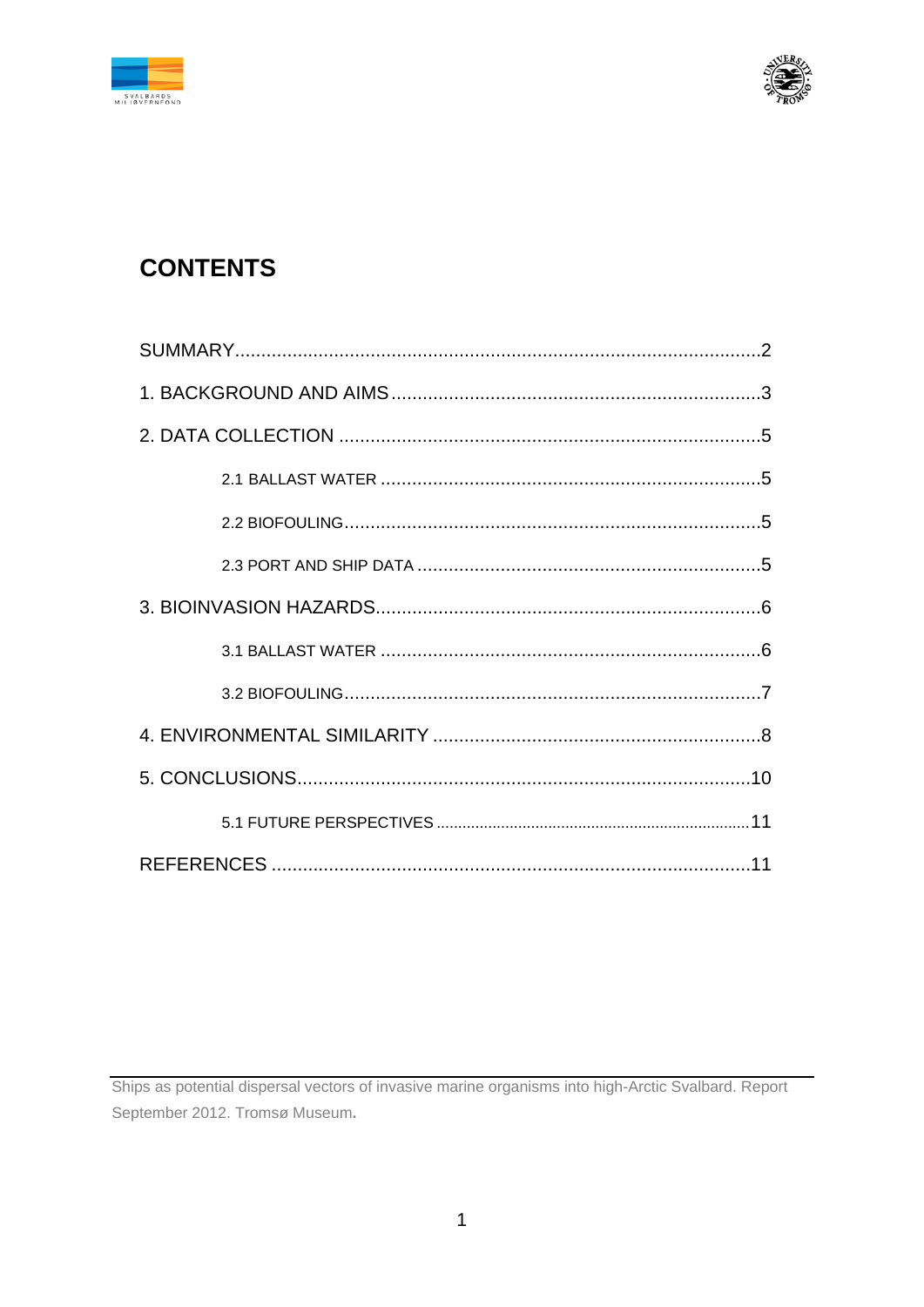# CONTENTS

SUMMARY....................................................................................................2

1. BACKGROUND AND AIMS......................................................................3

2. DATA COLLECTION ................................................................................5

- 2.1 BALLAST WATER .........................................................................5
- 2.2 BIOFOULING................................................................................5
- 2.3 PORT AND SHIP DATA ..................................................................5

3. BIOINVASION HAZARDS.........................................................................6

- 3.1 BALLAST WATER .........................................................................6
- 3.2 BIOFOULING................................................................................7

4. ENVIRONMENTAL SIMILARITY ...............................................................8

5. CONCLUSIONS......................................................................................10

- 5.1 FUTURE PERSPECTIVES ...........................................................11

REFERENCES ...........................................................................................11

Ships as potential dispersal vectors of invasive marine organisms into high-Arctic Svalbard. Report September 2012. Tromsø Museum.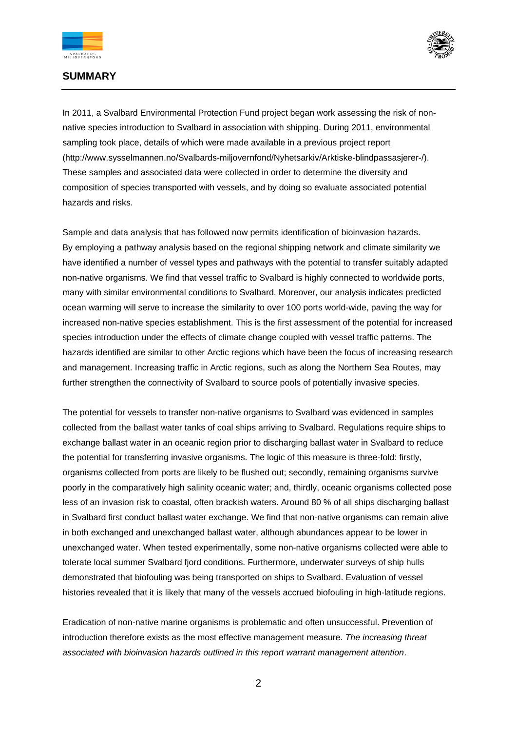## SUMMARY

In 2011, a Svalbard Environmental Protection Fund project began work assessing the risk of non-native species introduction to Svalbard in association with shipping. During 2011, environmental sampling took place, details of which were made available in a previous project report (http://www.sysselmannen.no/Svalbards-miljovernfond/Nyhetsarkiv/Arktiske-blindpassasjerer-/). These samples and associated data were collected in order to determine the diversity and composition of species transported with vessels, and by doing so evaluate associated potential hazards and risks.

Sample and data analysis that has followed now permits identification of bioinvasion hazards. By employing a pathway analysis based on the regional shipping network and climate similarity we have identified a number of vessel types and pathways with the potential to transfer suitably adapted non-native organisms. We find that vessel traffic to Svalbard is highly connected to worldwide ports, many with similar environmental conditions to Svalbard. Moreover, our analysis indicates predicted ocean warming will serve to increase the similarity to over 100 ports world-wide, paving the way for increased non-native species establishment. This is the first assessment of the potential for increased species introduction under the effects of climate change coupled with vessel traffic patterns. The hazards identified are similar to other Arctic regions which have been the focus of increasing research and management. Increasing traffic in Arctic regions, such as along the Northern Sea Routes, may further strengthen the connectivity of Svalbard to source pools of potentially invasive species.

The potential for vessels to transfer non-native organisms to Svalbard was evidenced in samples collected from the ballast water tanks of coal ships arriving to Svalbard. Regulations require ships to exchange ballast water in an oceanic region prior to discharging ballast water in Svalbard to reduce the potential for transferring invasive organisms. The logic of this measure is three-fold: firstly, organisms collected from ports are likely to be flushed out; secondly, remaining organisms survive poorly in the comparatively high salinity oceanic water; and, thirdly, oceanic organisms collected pose less of an invasion risk to coastal, often brackish waters. Around 80 % of all ships discharging ballast in Svalbard first conduct ballast water exchange. We find that non-native organisms can remain alive in both exchanged and unexchanged ballast water, although abundances appear to be lower in unexchanged water. When tested experimentally, some non-native organisms collected were able to tolerate local summer Svalbard fjord conditions. Furthermore, underwater surveys of ship hulls demonstrated that biofouling was being transported on ships to Svalbard. Evaluation of vessel histories revealed that it is likely that many of the vessels accrued biofouling in high-latitude regions.

Eradication of non-native marine organisms is problematic and often unsuccessful. Prevention of introduction therefore exists as the most effective management measure. *The increasing threat associated with bioinvasion hazards outlined in this report warrant management attention*.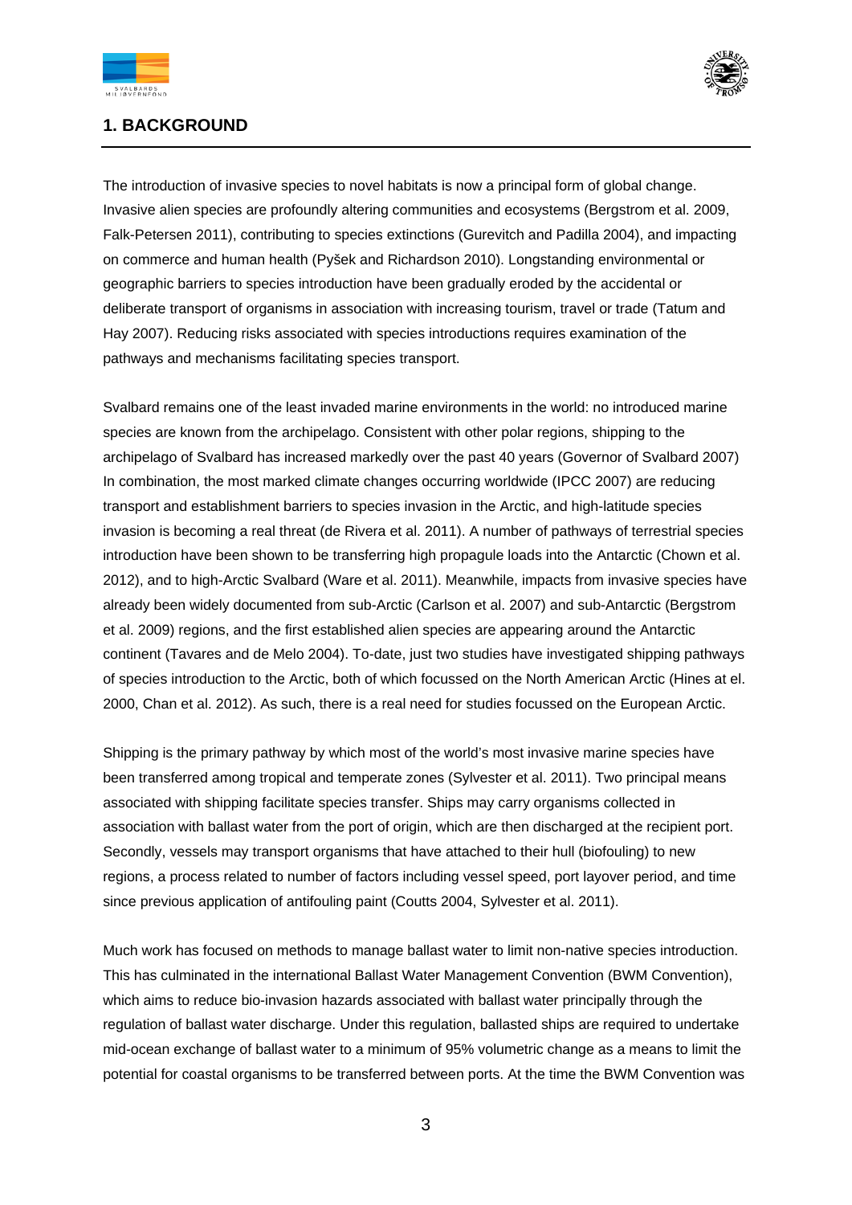## 1. BACKGROUND

The introduction of invasive species to novel habitats is now a principal form of global change. Invasive alien species are profoundly altering communities and ecosystems (Bergstrom et al. 2009, Falk-Petersen 2011), contributing to species extinctions (Gurevitch and Padilla 2004), and impacting on commerce and human health (Pyšek and Richardson 2010). Longstanding environmental or geographic barriers to species introduction have been gradually eroded by the accidental or deliberate transport of organisms in association with increasing tourism, travel or trade (Tatum and Hay 2007). Reducing risks associated with species introductions requires examination of the pathways and mechanisms facilitating species transport.

Svalbard remains one of the least invaded marine environments in the world: no introduced marine species are known from the archipelago. Consistent with other polar regions, shipping to the archipelago of Svalbard has increased markedly over the past 40 years (Governor of Svalbard 2007) In combination, the most marked climate changes occurring worldwide (IPCC 2007) are reducing transport and establishment barriers to species invasion in the Arctic, and high-latitude species invasion is becoming a real threat (de Rivera et al. 2011). A number of pathways of terrestrial species introduction have been shown to be transferring high propagule loads into the Antarctic (Chown et al. 2012), and to high-Arctic Svalbard (Ware et al. 2011). Meanwhile, impacts from invasive species have already been widely documented from sub-Arctic (Carlson et al. 2007) and sub-Antarctic (Bergstrom et al. 2009) regions, and the first established alien species are appearing around the Antarctic continent (Tavares and de Melo 2004). To-date, just two studies have investigated shipping pathways of species introduction to the Arctic, both of which focussed on the North American Arctic (Hines at el. 2000, Chan et al. 2012). As such, there is a real need for studies focussed on the European Arctic.

Shipping is the primary pathway by which most of the world's most invasive marine species have been transferred among tropical and temperate zones (Sylvester et al. 2011). Two principal means associated with shipping facilitate species transfer. Ships may carry organisms collected in association with ballast water from the port of origin, which are then discharged at the recipient port. Secondly, vessels may transport organisms that have attached to their hull (biofouling) to new regions, a process related to number of factors including vessel speed, port layover period, and time since previous application of antifouling paint (Coutts 2004, Sylvester et al. 2011).

Much work has focused on methods to manage ballast water to limit non-native species introduction. This has culminated in the international Ballast Water Management Convention (BWM Convention), which aims to reduce bio-invasion hazards associated with ballast water principally through the regulation of ballast water discharge. Under this regulation, ballasted ships are required to undertake mid-ocean exchange of ballast water to a minimum of 95% volumetric change as a means to limit the potential for coastal organisms to be transferred between ports. At the time the BWM Convention was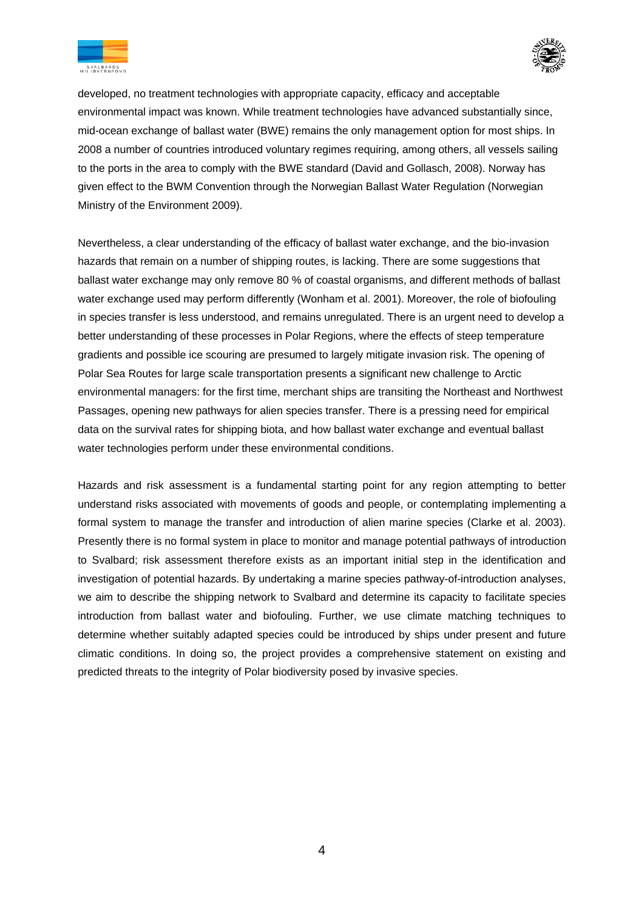developed, no treatment technologies with appropriate capacity, efficacy and acceptable environmental impact was known. While treatment technologies have advanced substantially since, mid-ocean exchange of ballast water (BWE) remains the only management option for most ships. In 2008 a number of countries introduced voluntary regimes requiring, among others, all vessels sailing to the ports in the area to comply with the BWE standard (David and Gollasch, 2008). Norway has given effect to the BWM Convention through the Norwegian Ballast Water Regulation (Norwegian Ministry of the Environment 2009).

Nevertheless, a clear understanding of the efficacy of ballast water exchange, and the bio-invasion hazards that remain on a number of shipping routes, is lacking. There are some suggestions that ballast water exchange may only remove 80 % of coastal organisms, and different methods of ballast water exchange used may perform differently (Wonham et al. 2001). Moreover, the role of biofouling in species transfer is less understood, and remains unregulated. There is an urgent need to develop a better understanding of these processes in Polar Regions, where the effects of steep temperature gradients and possible ice scouring are presumed to largely mitigate invasion risk. The opening of Polar Sea Routes for large scale transportation presents a significant new challenge to Arctic environmental managers: for the first time, merchant ships are transiting the Northeast and Northwest Passages, opening new pathways for alien species transfer. There is a pressing need for empirical data on the survival rates for shipping biota, and how ballast water exchange and eventual ballast water technologies perform under these environmental conditions.

Hazards and risk assessment is a fundamental starting point for any region attempting to better understand risks associated with movements of goods and people, or contemplating implementing a formal system to manage the transfer and introduction of alien marine species (Clarke et al. 2003). Presently there is no formal system in place to monitor and manage potential pathways of introduction to Svalbard; risk assessment therefore exists as an important initial step in the identification and investigation of potential hazards. By undertaking a marine species pathway-of-introduction analyses, we aim to describe the shipping network to Svalbard and determine its capacity to facilitate species introduction from ballast water and biofouling. Further, we use climate matching techniques to determine whether suitably adapted species could be introduced by ships under present and future climatic conditions. In doing so, the project provides a comprehensive statement on existing and predicted threats to the integrity of Polar biodiversity posed by invasive species.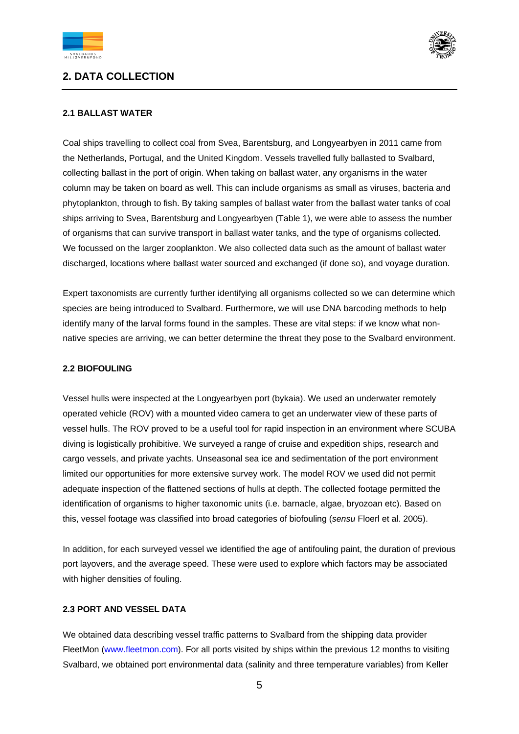## 2. DATA COLLECTION

### 2.1 BALLAST WATER

Coal ships travelling to collect coal from Svea, Barentsburg, and Longyearbyen in 2011 came from the Netherlands, Portugal, and the United Kingdom. Vessels travelled fully ballasted to Svalbard, collecting ballast in the port of origin. When taking on ballast water, any organisms in the water column may be taken on board as well. This can include organisms as small as viruses, bacteria and phytoplankton, through to fish. By taking samples of ballast water from the ballast water tanks of coal ships arriving to Svea, Barentsburg and Longyearbyen (Table 1), we were able to assess the number of organisms that can survive transport in ballast water tanks, and the type of organisms collected. We focussed on the larger zooplankton. We also collected data such as the amount of ballast water discharged, locations where ballast water sourced and exchanged (if done so), and voyage duration.

Expert taxonomists are currently further identifying all organisms collected so we can determine which species are being introduced to Svalbard. Furthermore, we will use DNA barcoding methods to help identify many of the larval forms found in the samples. These are vital steps: if we know what non-native species are arriving, we can better determine the threat they pose to the Svalbard environment.

### 2.2 BIOFOULING

Vessel hulls were inspected at the Longyearbyen port (bykaia). We used an underwater remotely operated vehicle (ROV) with a mounted video camera to get an underwater view of these parts of vessel hulls. The ROV proved to be a useful tool for rapid inspection in an environment where SCUBA diving is logistically prohibitive. We surveyed a range of cruise and expedition ships, research and cargo vessels, and private yachts. Unseasonal sea ice and sedimentation of the port environment limited our opportunities for more extensive survey work. The model ROV we used did not permit adequate inspection of the flattened sections of hulls at depth. The collected footage permitted the identification of organisms to higher taxonomic units (i.e. barnacle, algae, bryozoan etc). Based on this, vessel footage was classified into broad categories of biofouling (*sensu* Floerl et al. 2005).

In addition, for each surveyed vessel we identified the age of antifouling paint, the duration of previous port layovers, and the average speed. These were used to explore which factors may be associated with higher densities of fouling.

### 2.3 PORT AND VESSEL DATA

We obtained data describing vessel traffic patterns to Svalbard from the shipping data provider FleetMon (www.fleetmon.com). For all ports visited by ships within the previous 12 months to visiting Svalbard, we obtained port environmental data (salinity and three temperature variables) from Keller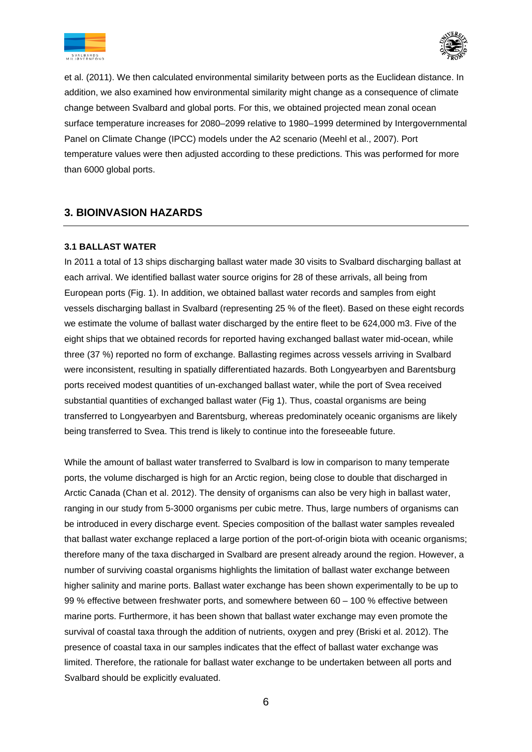et al. (2011). We then calculated environmental similarity between ports as the Euclidean distance. In addition, we also examined how environmental similarity might change as a consequence of climate change between Svalbard and global ports. For this, we obtained projected mean zonal ocean surface temperature increases for 2080–2099 relative to 1980–1999 determined by Intergovernmental Panel on Climate Change (IPCC) models under the A2 scenario (Meehl et al., 2007). Port temperature values were then adjusted according to these predictions. This was performed for more than 6000 global ports.

## 3. BIOINVASION HAZARDS

### 3.1 BALLAST WATER

In 2011 a total of 13 ships discharging ballast water made 30 visits to Svalbard discharging ballast at each arrival. We identified ballast water source origins for 28 of these arrivals, all being from European ports (Fig. 1). In addition, we obtained ballast water records and samples from eight vessels discharging ballast in Svalbard (representing 25 % of the fleet). Based on these eight records we estimate the volume of ballast water discharged by the entire fleet to be 624,000 m3. Five of the eight ships that we obtained records for reported having exchanged ballast water mid-ocean, while three (37 %) reported no form of exchange. Ballasting regimes across vessels arriving in Svalbard were inconsistent, resulting in spatially differentiated hazards. Both Longyearbyen and Barentsburg ports received modest quantities of un-exchanged ballast water, while the port of Svea received substantial quantities of exchanged ballast water (Fig 1). Thus, coastal organisms are being transferred to Longyearbyen and Barentsburg, whereas predominately oceanic organisms are likely being transferred to Svea. This trend is likely to continue into the foreseeable future.

While the amount of ballast water transferred to Svalbard is low in comparison to many temperate ports, the volume discharged is high for an Arctic region, being close to double that discharged in Arctic Canada (Chan et al. 2012). The density of organisms can also be very high in ballast water, ranging in our study from 5-3000 organisms per cubic metre. Thus, large numbers of organisms can be introduced in every discharge event. Species composition of the ballast water samples revealed that ballast water exchange replaced a large portion of the port-of-origin biota with oceanic organisms; therefore many of the taxa discharged in Svalbard are present already around the region. However, a number of surviving coastal organisms highlights the limitation of ballast water exchange between higher salinity and marine ports. Ballast water exchange has been shown experimentally to be up to 99 % effective between freshwater ports, and somewhere between 60 – 100 % effective between marine ports. Furthermore, it has been shown that ballast water exchange may even promote the survival of coastal taxa through the addition of nutrients, oxygen and prey (Briski et al. 2012). The presence of coastal taxa in our samples indicates that the effect of ballast water exchange was limited. Therefore, the rationale for ballast water exchange to be undertaken between all ports and Svalbard should be explicitly evaluated.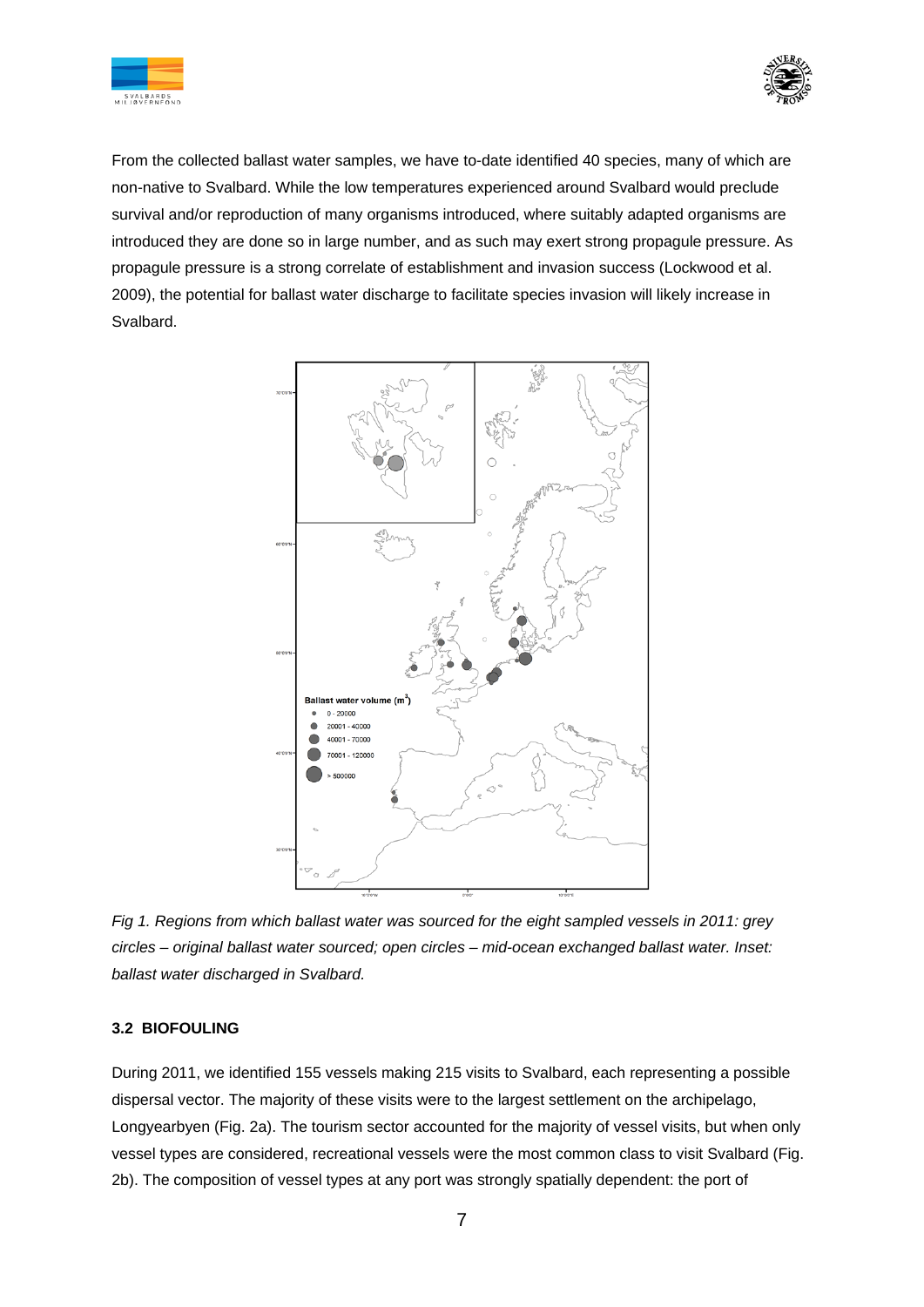From the collected ballast water samples, we have to-date identified 40 species, many of which are non-native to Svalbard. While the low temperatures experienced around Svalbard would preclude survival and/or reproduction of many organisms introduced, where suitably adapted organisms are introduced they are done so in large number, and as such may exert strong propagule pressure. As propagule pressure is a strong correlate of establishment and invasion success (Lockwood et al. 2009), the potential for ballast water discharge to facilitate species invasion will likely increase in Svalbard.

*Fig 1. Regions from which ballast water was sourced for the eight sampled vessels in 2011: grey circles – original ballast water sourced; open circles – mid-ocean exchanged ballast water. Inset: ballast water discharged in Svalbard.*

### 3.2 BIOFOULING

During 2011, we identified 155 vessels making 215 visits to Svalbard, each representing a possible dispersal vector. The majority of these visits were to the largest settlement on the archipelago, Longyearbyen (Fig. 2a). The tourism sector accounted for the majority of vessel visits, but when only vessel types are considered, recreational vessels were the most common class to visit Svalbard (Fig. 2b). The composition of vessel types at any port was strongly spatially dependent: the port of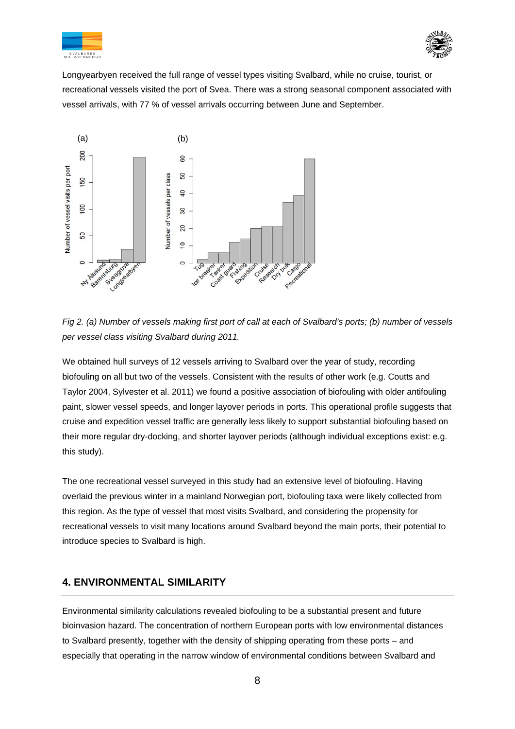Longyearbyen received the full range of vessel types visiting Svalbard, while no cruise, tourist, or recreational vessels visited the port of Svea. There was a strong seasonal component associated with vessel arrivals, with 77 % of vessel arrivals occurring between June and September.

*Fig 2. (a) Number of vessels making first port of call at each of Svalbard's ports; (b) number of vessels per vessel class visiting Svalbard during 2011.*

We obtained hull surveys of 12 vessels arriving to Svalbard over the year of study, recording biofouling on all but two of the vessels. Consistent with the results of other work (e.g. Coutts and Taylor 2004, Sylvester et al. 2011) we found a positive association of biofouling with older antifouling paint, slower vessel speeds, and longer layover periods in ports. This operational profile suggests that cruise and expedition vessel traffic are generally less likely to support substantial biofouling based on their more regular dry-docking, and shorter layover periods (although individual exceptions exist: e.g. this study).

The one recreational vessel surveyed in this study had an extensive level of biofouling. Having overlaid the previous winter in a mainland Norwegian port, biofouling taxa were likely collected from this region. As the type of vessel that most visits Svalbard, and considering the propensity for recreational vessels to visit many locations around Svalbard beyond the main ports, their potential to introduce species to Svalbard is high.

## 4. ENVIRONMENTAL SIMILARITY

Environmental similarity calculations revealed biofouling to be a substantial present and future bioinvasion hazard. The concentration of northern European ports with low environmental distances to Svalbard presently, together with the density of shipping operating from these ports – and especially that operating in the narrow window of environmental conditions between Svalbard and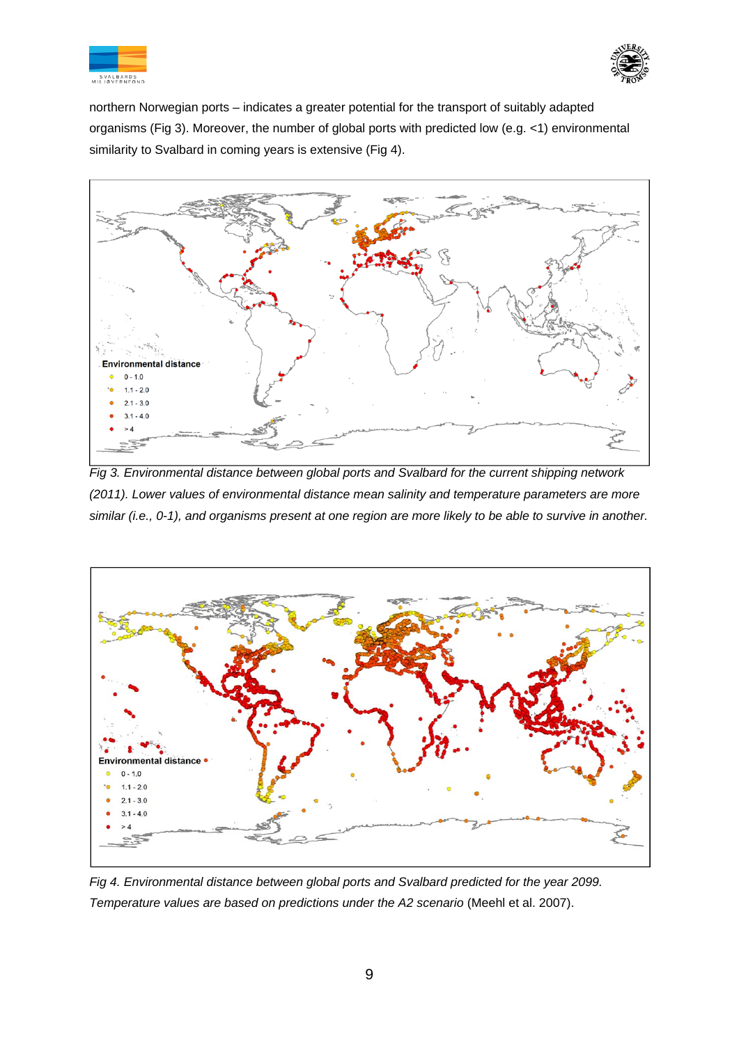northern Norwegian ports – indicates a greater potential for the transport of suitably adapted organisms (Fig 3). Moreover, the number of global ports with predicted low (e.g. <1) environmental similarity to Svalbard in coming years is extensive (Fig 4).

*Fig 3. Environmental distance between global ports and Svalbard for the current shipping network (2011). Lower values of environmental distance mean salinity and temperature parameters are more similar (i.e., 0-1), and organisms present at one region are more likely to be able to survive in another.*

*Fig 4. Environmental distance between global ports and Svalbard predicted for the year 2099. Temperature values are based on predictions under the A2 scenario* (Meehl et al. 2007).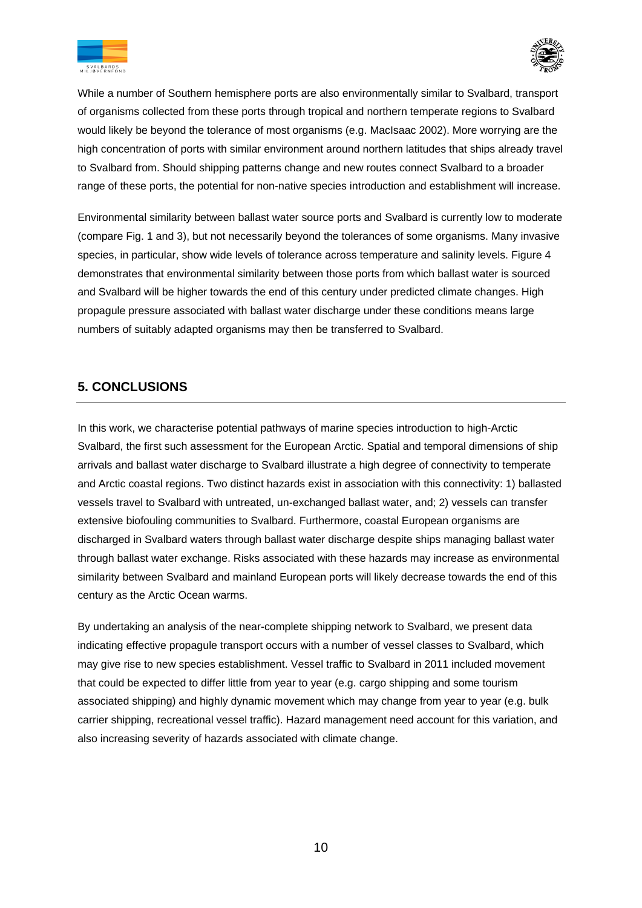While a number of Southern hemisphere ports are also environmentally similar to Svalbard, transport of organisms collected from these ports through tropical and northern temperate regions to Svalbard would likely be beyond the tolerance of most organisms (e.g. MacIsaac 2002). More worrying are the high concentration of ports with similar environment around northern latitudes that ships already travel to Svalbard from. Should shipping patterns change and new routes connect Svalbard to a broader range of these ports, the potential for non-native species introduction and establishment will increase.

Environmental similarity between ballast water source ports and Svalbard is currently low to moderate (compare Fig. 1 and 3), but not necessarily beyond the tolerances of some organisms. Many invasive species, in particular, show wide levels of tolerance across temperature and salinity levels. Figure 4 demonstrates that environmental similarity between those ports from which ballast water is sourced and Svalbard will be higher towards the end of this century under predicted climate changes. High propagule pressure associated with ballast water discharge under these conditions means large numbers of suitably adapted organisms may then be transferred to Svalbard.

## 5. CONCLUSIONS

In this work, we characterise potential pathways of marine species introduction to high-Arctic Svalbard, the first such assessment for the European Arctic. Spatial and temporal dimensions of ship arrivals and ballast water discharge to Svalbard illustrate a high degree of connectivity to temperate and Arctic coastal regions. Two distinct hazards exist in association with this connectivity: 1) ballasted vessels travel to Svalbard with untreated, un-exchanged ballast water, and; 2) vessels can transfer extensive biofouling communities to Svalbard. Furthermore, coastal European organisms are discharged in Svalbard waters through ballast water discharge despite ships managing ballast water through ballast water exchange. Risks associated with these hazards may increase as environmental similarity between Svalbard and mainland European ports will likely decrease towards the end of this century as the Arctic Ocean warms.

By undertaking an analysis of the near-complete shipping network to Svalbard, we present data indicating effective propagule transport occurs with a number of vessel classes to Svalbard, which may give rise to new species establishment. Vessel traffic to Svalbard in 2011 included movement that could be expected to differ little from year to year (e.g. cargo shipping and some tourism associated shipping) and highly dynamic movement which may change from year to year (e.g. bulk carrier shipping, recreational vessel traffic). Hazard management need account for this variation, and also increasing severity of hazards associated with climate change.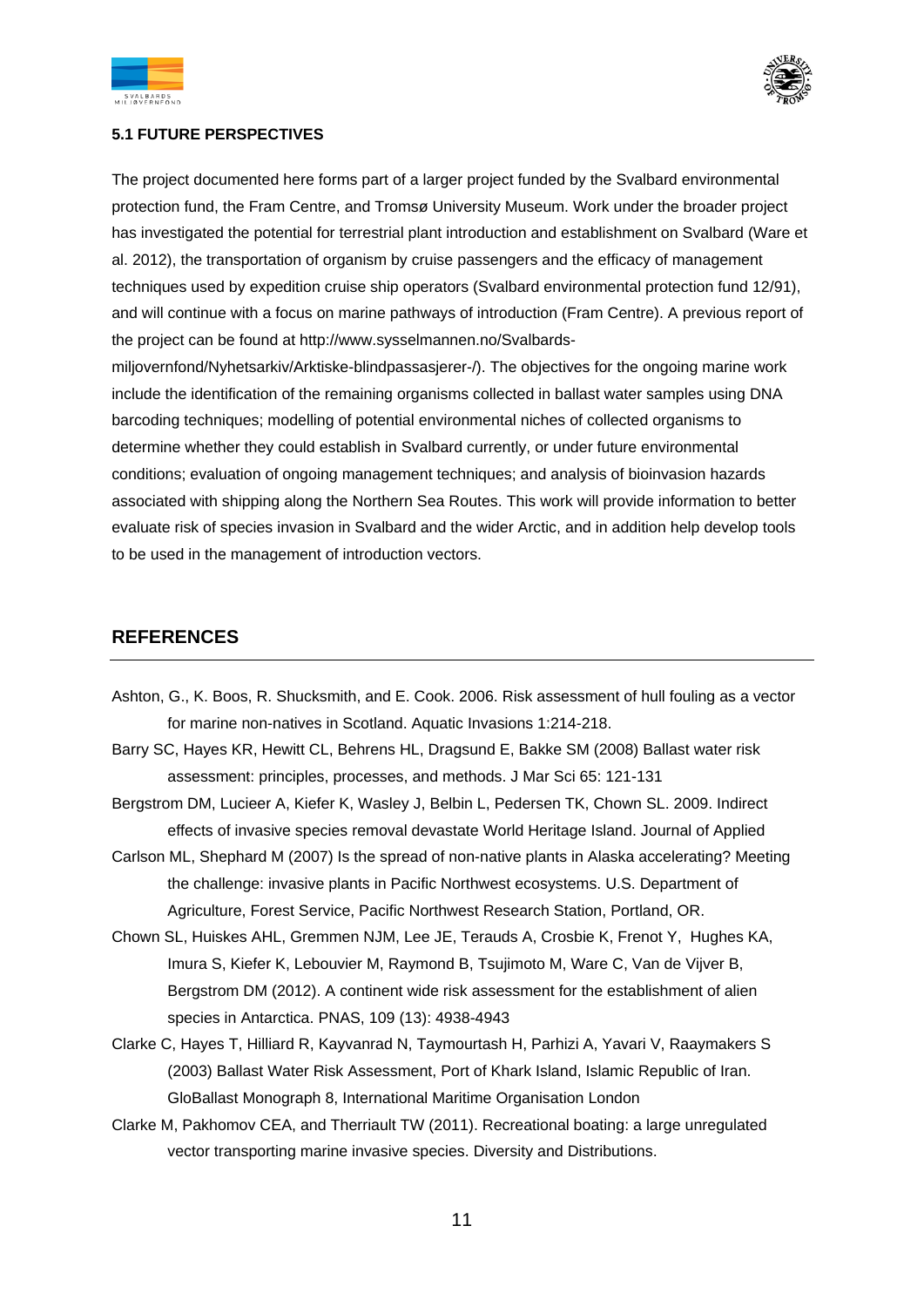### 5.1 FUTURE PERSPECTIVES

The project documented here forms part of a larger project funded by the Svalbard environmental protection fund, the Fram Centre, and Tromsø University Museum. Work under the broader project has investigated the potential for terrestrial plant introduction and establishment on Svalbard (Ware et al. 2012), the transportation of organism by cruise passengers and the efficacy of management techniques used by expedition cruise ship operators (Svalbard environmental protection fund 12/91), and will continue with a focus on marine pathways of introduction (Fram Centre). A previous report of the project can be found at http://www.sysselmannen.no/Svalbards-miljovernfond/Nyhetsarkiv/Arktiske-blindpassasjerer-/). The objectives for the ongoing marine work include the identification of the remaining organisms collected in ballast water samples using DNA barcoding techniques; modelling of potential environmental niches of collected organisms to determine whether they could establish in Svalbard currently, or under future environmental conditions; evaluation of ongoing management techniques; and analysis of bioinvasion hazards associated with shipping along the Northern Sea Routes. This work will provide information to better evaluate risk of species invasion in Svalbard and the wider Arctic, and in addition help develop tools to be used in the management of introduction vectors.

## REFERENCES

Ashton, G., K. Boos, R. Shucksmith, and E. Cook. 2006. Risk assessment of hull fouling as a vector for marine non-natives in Scotland. Aquatic Invasions 1:214-218.

Barry SC, Hayes KR, Hewitt CL, Behrens HL, Dragsund E, Bakke SM (2008) Ballast water risk assessment: principles, processes, and methods. J Mar Sci 65: 121-131

Bergstrom DM, Lucieer A, Kiefer K, Wasley J, Belbin L, Pedersen TK, Chown SL. 2009. Indirect effects of invasive species removal devastate World Heritage Island. Journal of Applied

Carlson ML, Shephard M (2007) Is the spread of non-native plants in Alaska accelerating? Meeting the challenge: invasive plants in Pacific Northwest ecosystems. U.S. Department of Agriculture, Forest Service, Pacific Northwest Research Station, Portland, OR.

Chown SL, Huiskes AHL, Gremmen NJM, Lee JE, Terauds A, Crosbie K, Frenot Y, Hughes KA, Imura S, Kiefer K, Lebouvier M, Raymond B, Tsujimoto M, Ware C, Van de Vijver B, Bergstrom DM (2012). A continent wide risk assessment for the establishment of alien species in Antarctica. PNAS, 109 (13): 4938-4943

Clarke C, Hayes T, Hilliard R, Kayvanrad N, Taymourtash H, Parhizi A, Yavari V, Raaymakers S (2003) Ballast Water Risk Assessment, Port of Khark Island, Islamic Republic of Iran. GloBallast Monograph 8, International Maritime Organisation London

Clarke M, Pakhomov CEA, and Therriault TW (2011). Recreational boating: a large unregulated vector transporting marine invasive species. Diversity and Distributions.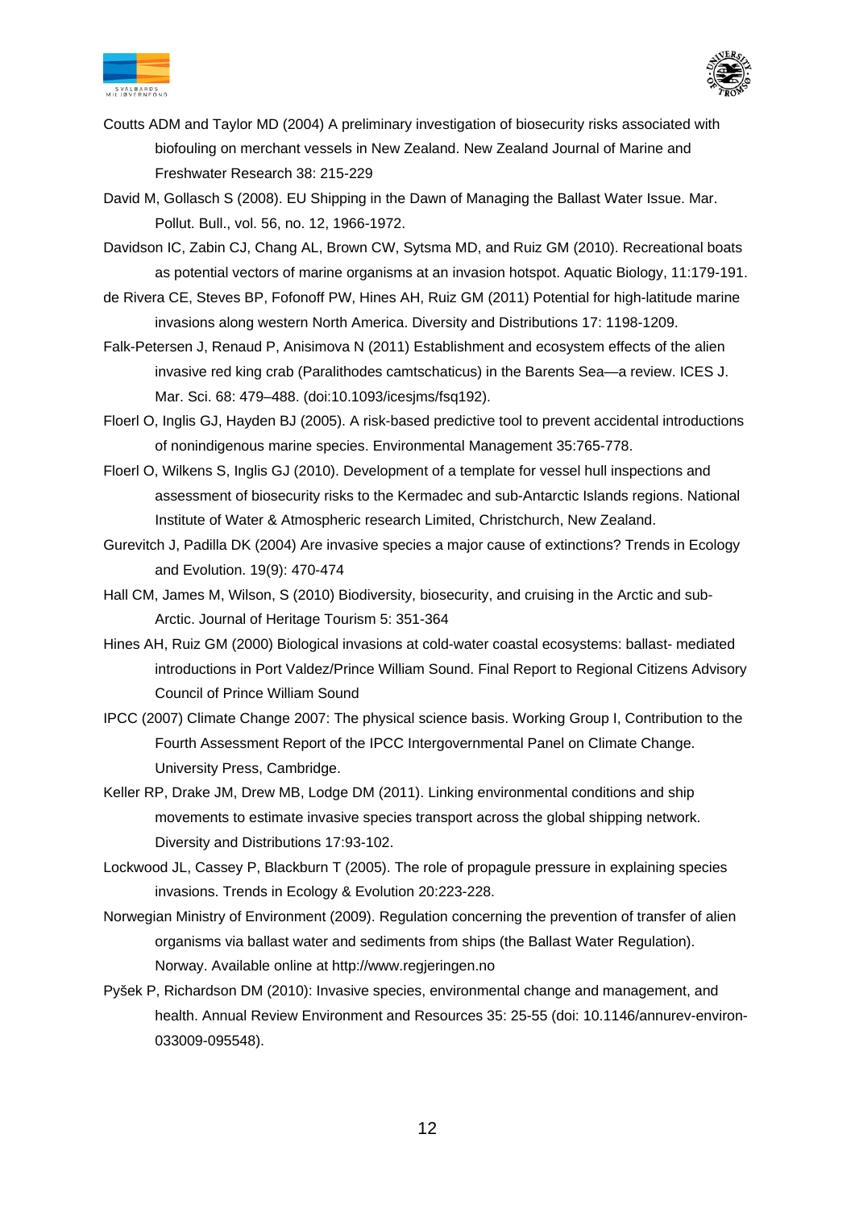Coutts ADM and Taylor MD (2004) A preliminary investigation of biosecurity risks associated with biofouling on merchant vessels in New Zealand. New Zealand Journal of Marine and Freshwater Research 38: 215-229

David M, Gollasch S (2008). EU Shipping in the Dawn of Managing the Ballast Water Issue. Mar. Pollut. Bull., vol. 56, no. 12, 1966-1972.

Davidson IC, Zabin CJ, Chang AL, Brown CW, Sytsma MD, and Ruiz GM (2010). Recreational boats as potential vectors of marine organisms at an invasion hotspot. Aquatic Biology, 11:179-191.

de Rivera CE, Steves BP, Fofonoff PW, Hines AH, Ruiz GM (2011) Potential for high-latitude marine invasions along western North America. Diversity and Distributions 17: 1198-1209.

Falk-Petersen J, Renaud P, Anisimova N (2011) Establishment and ecosystem effects of the alien invasive red king crab (Paralithodes camtschaticus) in the Barents Sea—a review. ICES J. Mar. Sci. 68: 479–488. (doi:10.1093/icesjms/fsq192).

Floerl O, Inglis GJ, Hayden BJ (2005). A risk-based predictive tool to prevent accidental introductions of nonindigenous marine species. Environmental Management 35:765-778.

Floerl O, Wilkens S, Inglis GJ (2010). Development of a template for vessel hull inspections and assessment of biosecurity risks to the Kermadec and sub-Antarctic Islands regions. National Institute of Water & Atmospheric research Limited, Christchurch, New Zealand.

Gurevitch J, Padilla DK (2004) Are invasive species a major cause of extinctions? Trends in Ecology and Evolution. 19(9): 470-474

Hall CM, James M, Wilson, S (2010) Biodiversity, biosecurity, and cruising in the Arctic and sub-Arctic. Journal of Heritage Tourism 5: 351-364

Hines AH, Ruiz GM (2000) Biological invasions at cold-water coastal ecosystems: ballast- mediated introductions in Port Valdez/Prince William Sound. Final Report to Regional Citizens Advisory Council of Prince William Sound

IPCC (2007) Climate Change 2007: The physical science basis. Working Group I, Contribution to the Fourth Assessment Report of the IPCC Intergovernmental Panel on Climate Change. University Press, Cambridge.

Keller RP, Drake JM, Drew MB, Lodge DM (2011). Linking environmental conditions and ship movements to estimate invasive species transport across the global shipping network. Diversity and Distributions 17:93-102.

Lockwood JL, Cassey P, Blackburn T (2005). The role of propagule pressure in explaining species invasions. Trends in Ecology & Evolution 20:223-228.

Norwegian Ministry of Environment (2009). Regulation concerning the prevention of transfer of alien organisms via ballast water and sediments from ships (the Ballast Water Regulation). Norway. Available online at http://www.regjeringen.no

Pyšek P, Richardson DM (2010): Invasive species, environmental change and management, and health. Annual Review Environment and Resources 35: 25-55 (doi: 10.1146/annurev-environ-033009-095548).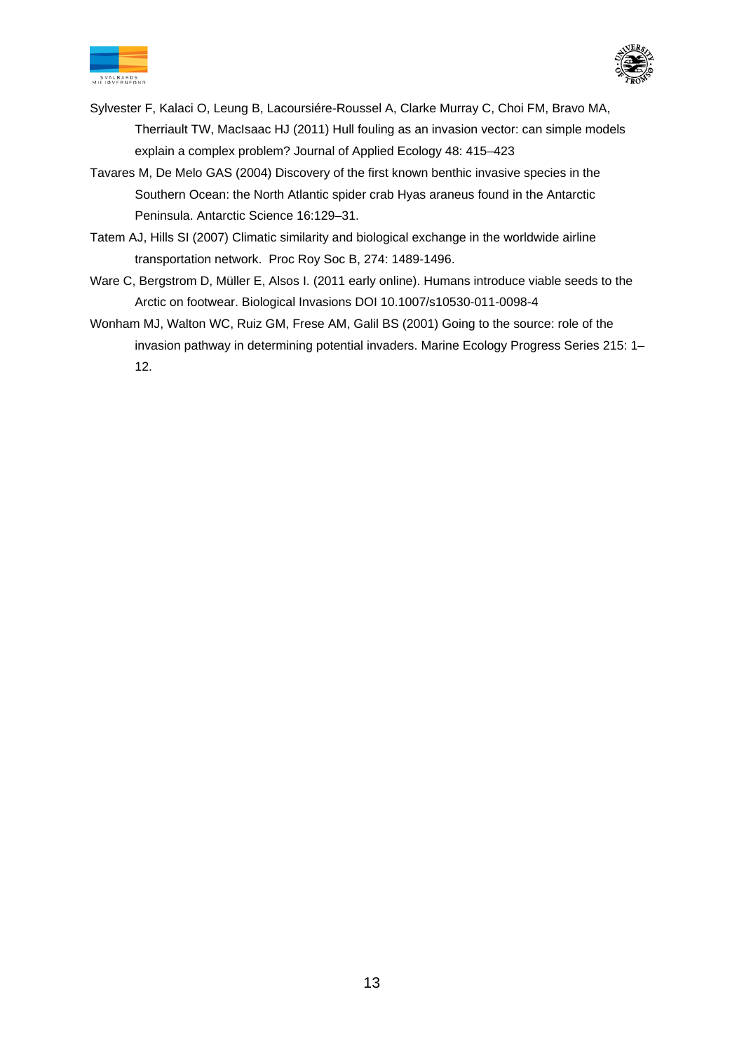Sylvester F, Kalaci O, Leung B, Lacoursiére-Roussel A, Clarke Murray C, Choi FM, Bravo MA, Therriault TW, MacIsaac HJ (2011) Hull fouling as an invasion vector: can simple models explain a complex problem? Journal of Applied Ecology 48: 415–423

Tavares M, De Melo GAS (2004) Discovery of the first known benthic invasive species in the Southern Ocean: the North Atlantic spider crab Hyas araneus found in the Antarctic Peninsula. Antarctic Science 16:129–31.

Tatem AJ, Hills SI (2007) Climatic similarity and biological exchange in the worldwide airline transportation network. Proc Roy Soc B, 274: 1489-1496.

Ware C, Bergstrom D, Müller E, Alsos I. (2011 early online). Humans introduce viable seeds to the Arctic on footwear. Biological Invasions DOI 10.1007/s10530-011-0098-4

Wonham MJ, Walton WC, Ruiz GM, Frese AM, Galil BS (2001) Going to the source: role of the invasion pathway in determining potential invaders. Marine Ecology Progress Series 215: 1–12.